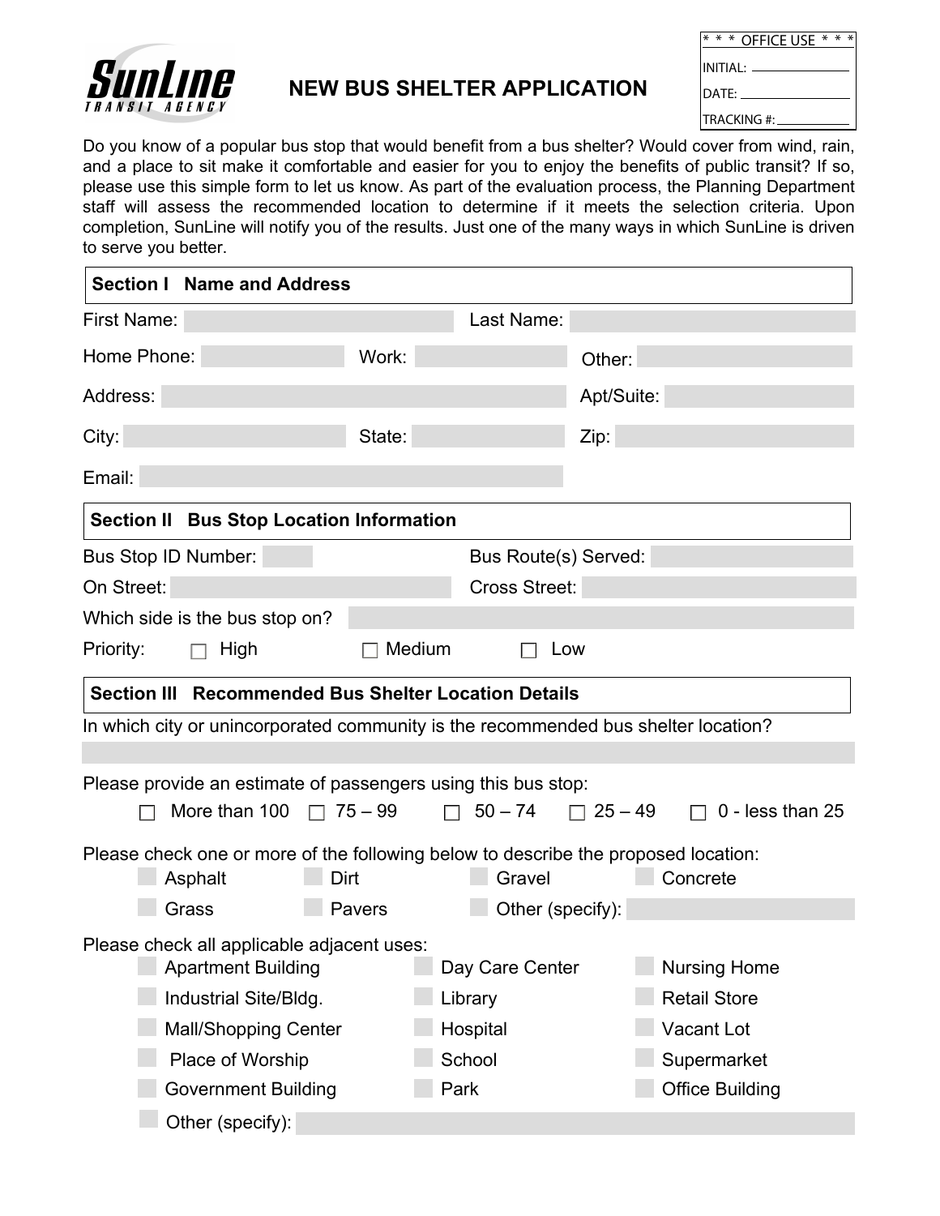SunLine Transit Agency

# NEW BUS SHELTER APPLICATION

* * * OFFICE USE * * *

INITIAL: ____________

DATE: ____________

TRACKING #: ____________

Do you know of a popular bus stop that would benefit from a bus shelter? Would cover from wind, rain, and a place to sit make it comfortable and easier for you to enjoy the benefits of public transit? If so, please use this simple form to let us know. As part of the evaluation process, the Planning Department staff will assess the recommended location to determine if it meets the selection criteria. Upon completion, SunLine will notify you of the results. Just one of the many ways in which SunLine is driven to serve you better.

## Section I Name and Address

First Name: ____________ Last Name: ____________

Home Phone: ____________ Work: ____________ Other: ____________

Address: ____________ Apt/Suite: ____________

City: ____________ State: ____________ Zip: ____________

Email: ____________

## Section II Bus Stop Location Information

Bus Stop ID Number: ____________ Bus Route(s) Served: ____________

On Street: ____________ Cross Street: ____________

Which side is the bus stop on? ____________

Priority: ☐ High ☐ Medium ☐ Low

## Section III Recommended Bus Shelter Location Details

In which city or unincorporated community is the recommended bus shelter location?

____________

Please provide an estimate of passengers using this bus stop:

☐ More than 100 ☐ 75 – 99 ☐ 50 – 74 ☐ 25 – 49 ☐ 0 - less than 25

Please check one or more of the following below to describe the proposed location:

☐ Asphalt ☐ Dirt ☐ Gravel ☐ Concrete

☐ Grass ☐ Pavers ☐ Other (specify): ____________

Please check all applicable adjacent uses:

☐ Apartment Building ☐ Day Care Center ☐ Nursing Home

☐ Industrial Site/Bldg. ☐ Library ☐ Retail Store

☐ Mall/Shopping Center ☐ Hospital ☐ Vacant Lot

☐ Place of Worship ☐ School ☐ Supermarket

☐ Government Building ☐ Park ☐ Office Building

☐ Other (specify): ____________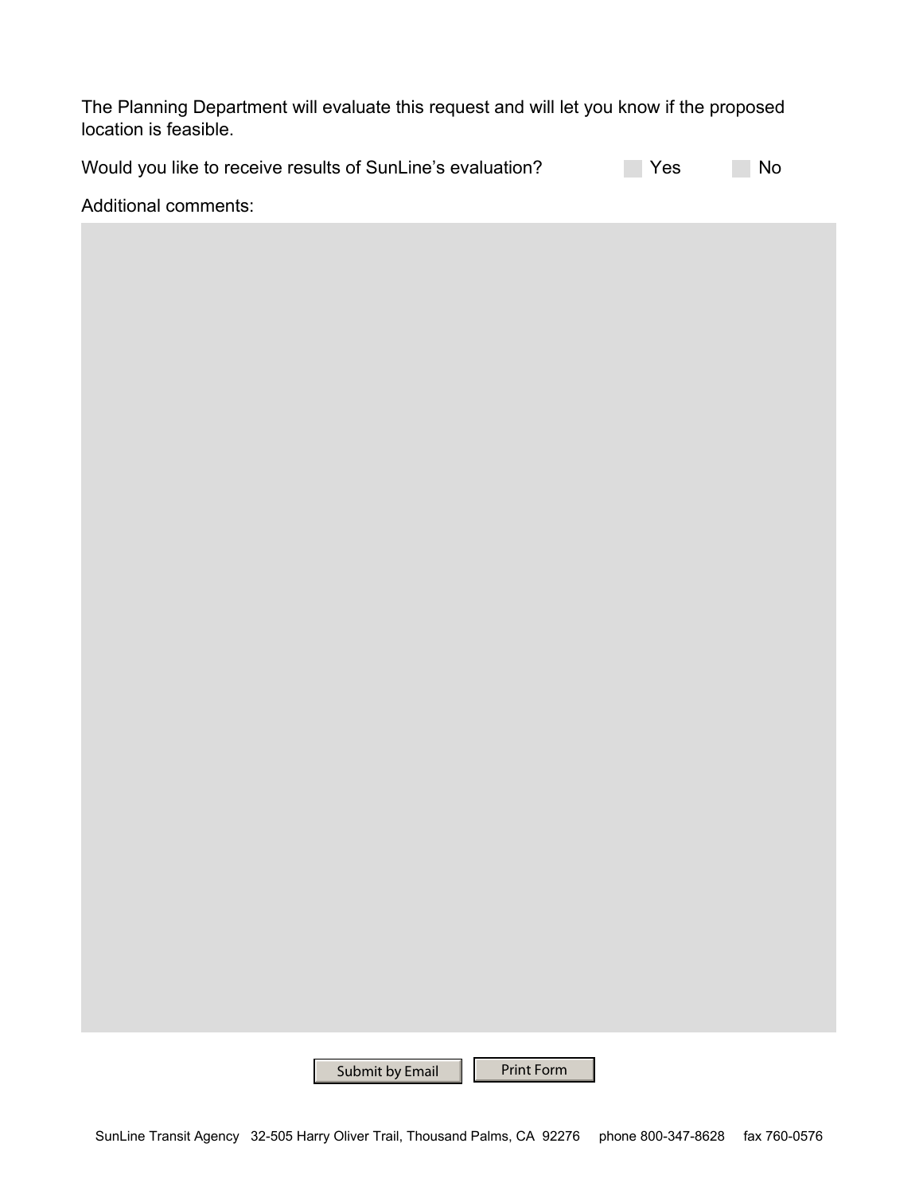The Planning Department will evaluate this request and will let you know if the proposed location is feasible.

Would you like to receive results of SunLine's evaluation? ☐ Yes ☐ No

Additional comments:

Submit by Email

Print Form

SunLine Transit Agency 32-505 Harry Oliver Trail, Thousand Palms, CA 92276 phone 800-347-8628 fax 760-0576